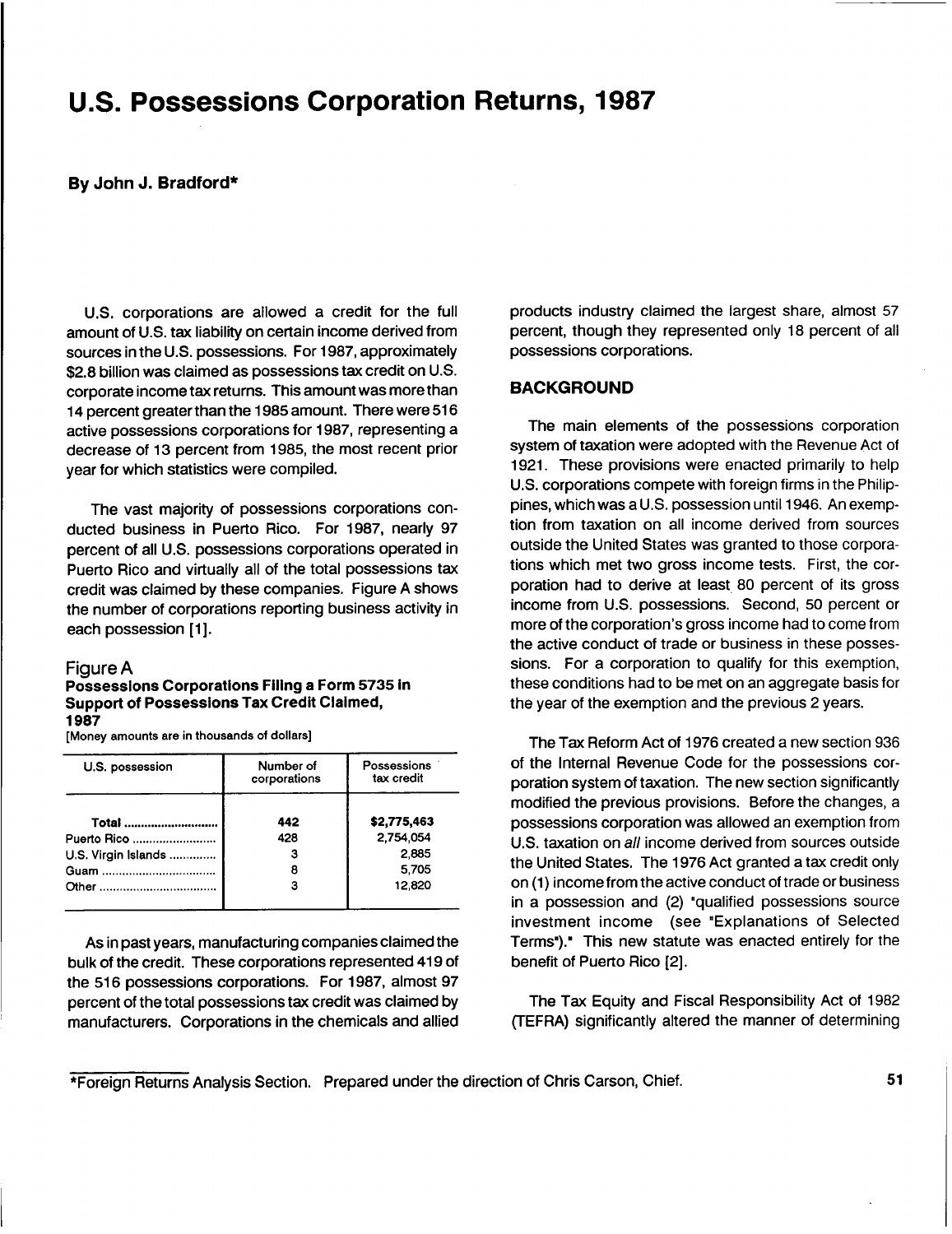# U.S. Possessions Corporation Returns, 1987

**By John J. Bradford***

U.S. corporations are allowed a credit for the full amount of U.S. tax liability on certain income derived from sources in the U.S. possessions. For 1987, approximately $2.8 billion was claimed as possessions tax credit on U.S. corporate income tax returns. This amount was more than 14 percent greater than the 1985 amount. There were 516 active possessions corporations for 1987, representing a decrease of 13 percent from 1985, the most recent prior year for which statistics were compiled.

The vast majority of possessions corporations conducted business in Puerto Rico. For 1987, nearly 97 percent of all U.S. possessions corporations operated in Puerto Rico and virtually all of the total possessions tax credit was claimed by these companies. Figure A shows the number of corporations reporting business activity in each possession [1].

### Figure A
**Possessions Corporations Filing a Form 5735 in Support of Possessions Tax Credit Claimed, 1987**

[Money amounts are in thousands of dollars]

| U.S. possession | Number of corporations | Possessions tax credit |
|---|---|---|
| **Total** | **442** | **$2,775,463** |
| Puerto Rico | 428 | 2,754,054 |
| U.S. Virgin Islands | 3 | 2,885 |
| Guam | 8 | 5,705 |
| Other | 3 | 12,820 |

As in past years, manufacturing companies claimed the bulk of the credit. These corporations represented 419 of the 516 possessions corporations. For 1987, almost 97 percent of the total possessions tax credit was claimed by manufacturers. Corporations in the chemicals and allied products industry claimed the largest share, almost 57 percent, though they represented only 18 percent of all possessions corporations.

## BACKGROUND

The main elements of the possessions corporation system of taxation were adopted with the Revenue Act of 1921. These provisions were enacted primarily to help U.S. corporations compete with foreign firms in the Philippines, which was a U.S. possession until 1946. An exemption from taxation on all income derived from sources outside the United States was granted to those corporations which met two gross income tests. First, the corporation had to derive at least 80 percent of its gross income from U.S. possessions. Second, 50 percent or more of the corporation's gross income had to come from the active conduct of trade or business in these possessions. For a corporation to qualify for this exemption, these conditions had to be met on an aggregate basis for the year of the exemption and the previous 2 years.

The Tax Reform Act of 1976 created a new section 936 of the Internal Revenue Code for the possessions corporation system of taxation. The new section significantly modified the previous provisions. Before the changes, a possessions corporation was allowed an exemption from U.S. taxation on *all* income derived from sources outside the United States. The 1976 Act granted a tax credit only on (1) income from the active conduct of trade or business in a possession and (2) "qualified possessions source investment income (see "Explanations of Selected Terms")." This new statute was enacted entirely for the benefit of Puerto Rico [2].

The Tax Equity and Fiscal Responsibility Act of 1982 (TEFRA) significantly altered the manner of determining

*Foreign Returns Analysis Section. Prepared under the direction of Chris Carson, Chief.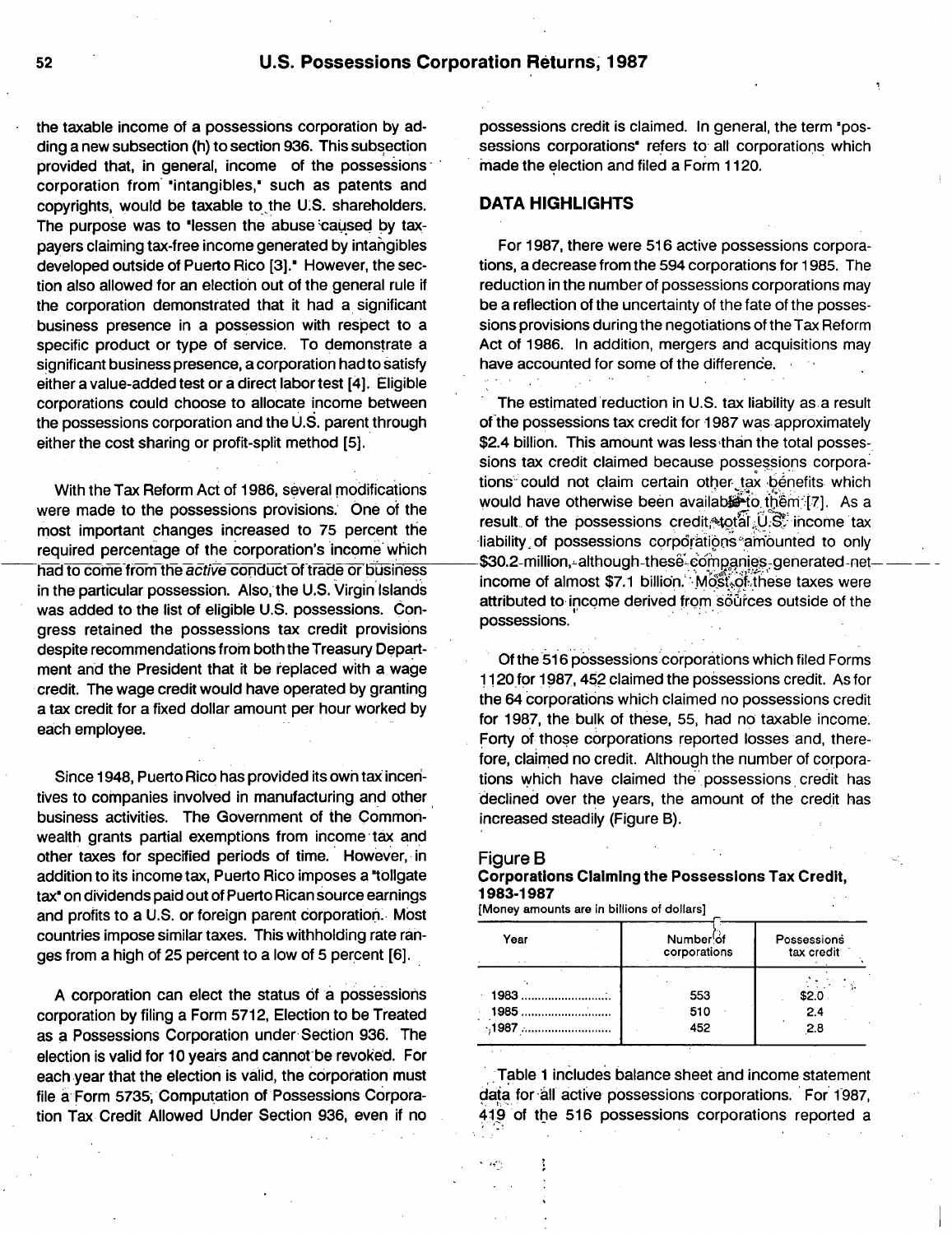the taxable income of a possessions corporation by adding a new subsection (h) to section 936. This subsection provided that, in general, income of the possessions corporation from "intangibles," such as patents and copyrights, would be taxable to the U.S. shareholders. The purpose was to "lessen the abuse caused by taxpayers claiming tax-free income generated by intangibles developed outside of Puerto Rico [3]." However, the section also allowed for an election out of the general rule if the corporation demonstrated that it had a significant business presence in a possession with respect to a specific product or type of service. To demonstrate a significant business presence, a corporation had to satisfy either a value-added test or a direct labor test [4]. Eligible corporations could choose to allocate income between the possessions corporation and the U.S. parent through either the cost sharing or profit-split method [5].

With the Tax Reform Act of 1986, several modifications were made to the possessions provisions. One of the most important changes increased to 75 percent the required percentage of the corporation's income which had to come from the *active* conduct of trade or business in the particular possession. Also, the U.S. Virgin Islands was added to the list of eligible U.S. possessions. Congress retained the possessions tax credit provisions despite recommendations from both the Treasury Department and the President that it be replaced with a wage credit. The wage credit would have operated by granting a tax credit for a fixed dollar amount per hour worked by each employee.

Since 1948, Puerto Rico has provided its own tax incentives to companies involved in manufacturing and other business activities. The Government of the Commonwealth grants partial exemptions from income tax and other taxes for specified periods of time. However, in addition to its income tax, Puerto Rico imposes a "tollgate tax" on dividends paid out of Puerto Rican source earnings and profits to a U.S. or foreign parent corporation. Most countries impose similar taxes. This withholding rate ranges from a high of 25 percent to a low of 5 percent [6].

A corporation can elect the status of a possessions corporation by filing a Form 5712, Election to be Treated as a Possessions Corporation under Section 936. The election is valid for 10 years and cannot be revoked. For each year that the election is valid, the corporation must file a Form 5735, Computation of Possessions Corporation Tax Credit Allowed Under Section 936, even if no possessions credit is claimed. In general, the term "possessions corporations" refers to all corporations which made the election and filed a Form 1120.

## DATA HIGHLIGHTS

For 1987, there were 516 active possessions corporations, a decrease from the 594 corporations for 1985. The reduction in the number of possessions corporations may be a reflection of the uncertainty of the fate of the possessions provisions during the negotiations of the Tax Reform Act of 1986. In addition, mergers and acquisitions may have accounted for some of the difference.

The estimated reduction in U.S. tax liability as a result of the possessions tax credit for 1987 was approximately $2.4 billion. This amount was less than the total possessions tax credit claimed because possessions corporations could not claim certain other tax benefits which would have otherwise been available to them [7]. As a result of the possessions credit, total U.S. income tax liability of possessions corporations amounted to only $30.2 million, although these companies generated net income of almost $7.1 billion. Most of these taxes were attributed to income derived from sources outside of the possessions.

Of the 516 possessions corporations which filed Forms 1120 for 1987, 452 claimed the possessions credit. As for the 64 corporations which claimed no possessions credit for 1987, the bulk of these, 55, had no taxable income. Forty of those corporations reported losses and, therefore, claimed no credit. Although the number of corporations which have claimed the possessions credit has declined over the years, the amount of the credit has increased steadily (Figure B).

**Figure B**
**Corporations Claiming the Possessions Tax Credit, 1983-1987**
[Money amounts are in billions of dollars]

| Year | Number of corporations | Possessions tax credit |
|---|---|---|
| 1983 | 553 | $2.0 |
| 1985 | 510 | 2.4 |
| 1987 | 452 | 2.8 |

Table 1 includes balance sheet and income statement data for all active possessions corporations. For 1987, 419 of the 516 possessions corporations reported a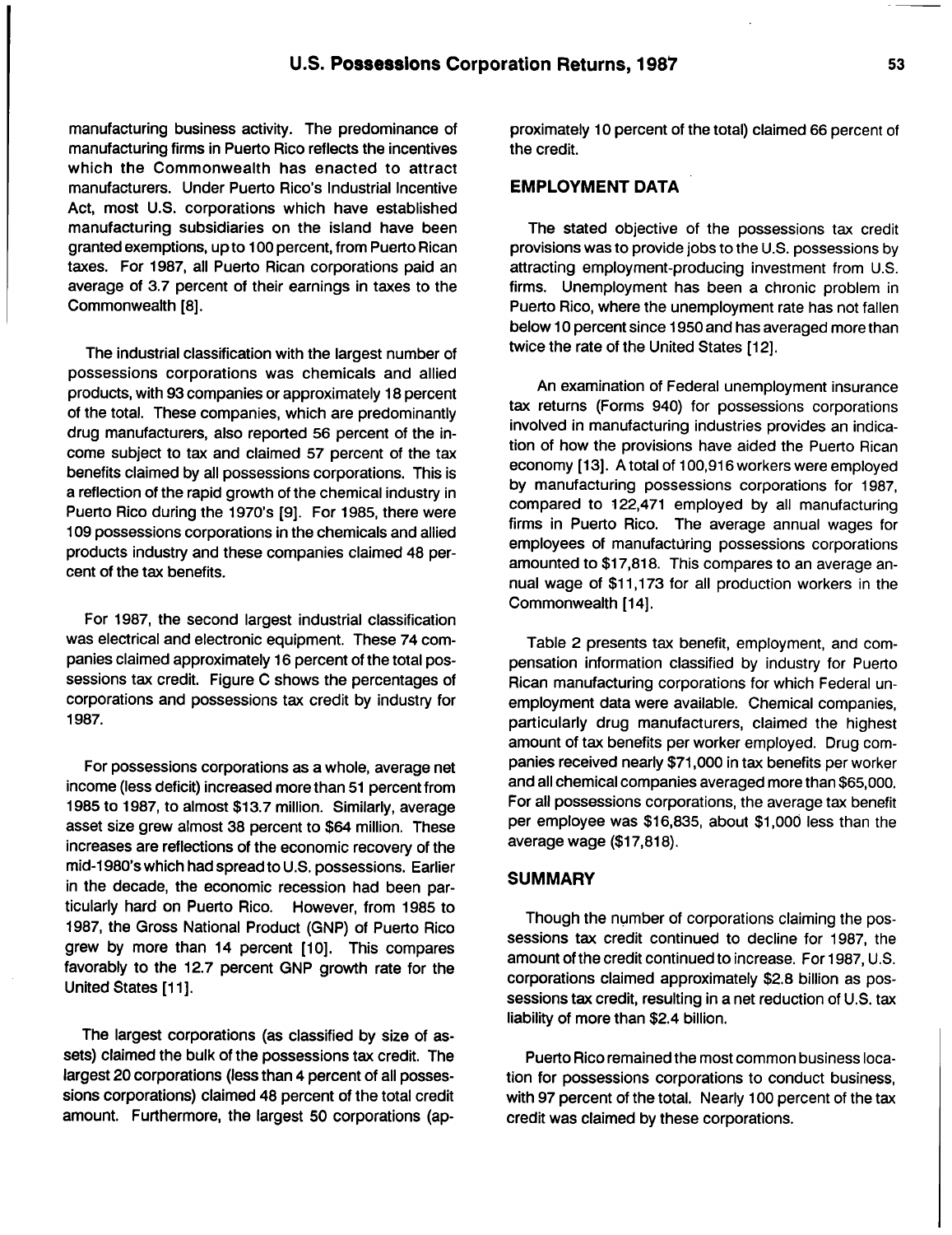manufacturing business activity. The predominance of manufacturing firms in Puerto Rico reflects the incentives which the Commonwealth has enacted to attract manufacturers. Under Puerto Rico's Industrial Incentive Act, most U.S. corporations which have established manufacturing subsidiaries on the island have been granted exemptions, up to 100 percent, from Puerto Rican taxes. For 1987, all Puerto Rican corporations paid an average of 3.7 percent of their earnings in taxes to the Commonwealth [8].

The industrial classification with the largest number of possessions corporations was chemicals and allied products, with 93 companies or approximately 18 percent of the total. These companies, which are predominantly drug manufacturers, also reported 56 percent of the income subject to tax and claimed 57 percent of the tax benefits claimed by all possessions corporations. This is a reflection of the rapid growth of the chemical industry in Puerto Rico during the 1970's [9]. For 1985, there were 109 possessions corporations in the chemicals and allied products industry and these companies claimed 48 percent of the tax benefits.

For 1987, the second largest industrial classification was electrical and electronic equipment. These 74 companies claimed approximately 16 percent of the total possessions tax credit. Figure C shows the percentages of corporations and possessions tax credit by industry for 1987.

For possessions corporations as a whole, average net income (less deficit) increased more than 51 percent from 1985 to 1987, to almost $13.7 million. Similarly, average asset size grew almost 38 percent to $64 million. These increases are reflections of the economic recovery of the mid-1980's which had spread to U.S. possessions. Earlier in the decade, the economic recession had been particularly hard on Puerto Rico. However, from 1985 to 1987, the Gross National Product (GNP) of Puerto Rico grew by more than 14 percent [10]. This compares favorably to the 12.7 percent GNP growth rate for the United States [11].

The largest corporations (as classified by size of assets) claimed the bulk of the possessions tax credit. The largest 20 corporations (less than 4 percent of all possessions corporations) claimed 48 percent of the total credit amount. Furthermore, the largest 50 corporations (approximately 10 percent of the total) claimed 66 percent of the credit.

## EMPLOYMENT DATA

The stated objective of the possessions tax credit provisions was to provide jobs to the U.S. possessions by attracting employment-producing investment from U.S. firms. Unemployment has been a chronic problem in Puerto Rico, where the unemployment rate has not fallen below 10 percent since 1950 and has averaged more than twice the rate of the United States [12].

An examination of Federal unemployment insurance tax returns (Forms 940) for possessions corporations involved in manufacturing industries provides an indication of how the provisions have aided the Puerto Rican economy [13]. A total of 100,916 workers were employed by manufacturing possessions corporations for 1987, compared to 122,471 employed by all manufacturing firms in Puerto Rico. The average annual wages for employees of manufacturing possessions corporations amounted to $17,818. This compares to an average annual wage of $11,173 for all production workers in the Commonwealth [14].

Table 2 presents tax benefit, employment, and compensation information classified by industry for Puerto Rican manufacturing corporations for which Federal unemployment data were available. Chemical companies, particularly drug manufacturers, claimed the highest amount of tax benefits per worker employed. Drug companies received nearly $71,000 in tax benefits per worker and all chemical companies averaged more than $65,000. For all possessions corporations, the average tax benefit per employee was $16,835, about $1,000 less than the average wage ($17,818).

## SUMMARY

Though the number of corporations claiming the possessions tax credit continued to decline for 1987, the amount of the credit continued to increase. For 1987, U.S. corporations claimed approximately $2.8 billion as possessions tax credit, resulting in a net reduction of U.S. tax liability of more than $2.4 billion.

Puerto Rico remained the most common business location for possessions corporations to conduct business, with 97 percent of the total. Nearly 100 percent of the tax credit was claimed by these corporations.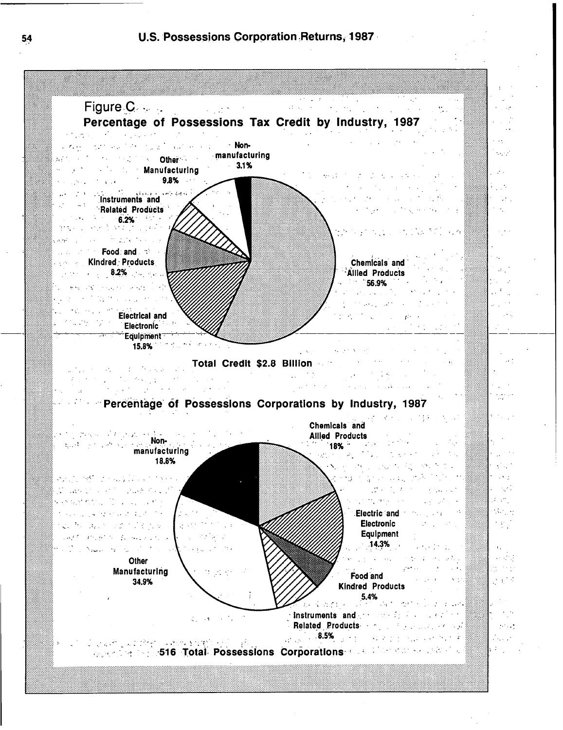Figure C

**Percentage of Possessions Tax Credit by Industry, 1987**

| Industry | Percent |
|---|---|
| Chemicals and Allied Products | 56.9% |
| Electrical and Electronic Equipment | 15.8% |
| Other Manufacturing | 9.8% |
| Food and Kindred Products | 8.2% |
| Instruments and Related Products | 6.2% |
| Non-manufacturing | 3.1% |

Total Credit $2.8 Billion

**Percentage of Possessions Corporations by Industry, 1987**

| Industry | Percent |
|---|---|
| Other Manufacturing | 34.9% |
| Non-manufacturing | 18.8% |
| Chemicals and Allied Products | 18% |
| Electric and Electronic Equipment | 14.3% |
| Instruments and Related Products | 8.5% |
| Food and Kindred Products | 5.4% |

516 Total Possessions Corporations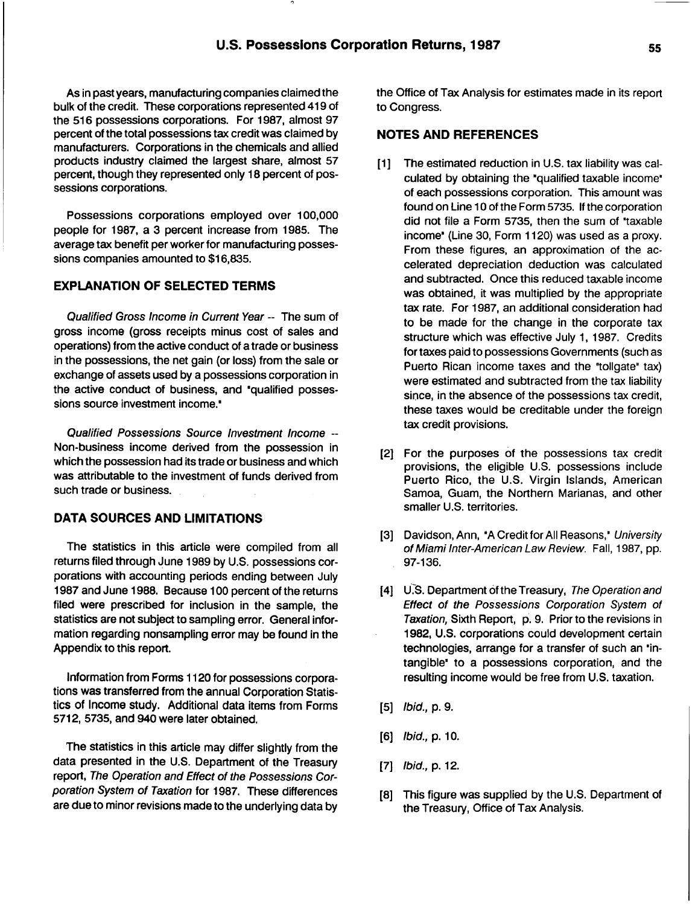As in past years, manufacturing companies claimed the bulk of the credit. These corporations represented 419 of the 516 possessions corporations. For 1987, almost 97 percent of the total possessions tax credit was claimed by manufacturers. Corporations in the chemicals and allied products industry claimed the largest share, almost 57 percent, though they represented only 18 percent of possessions corporations.

Possessions corporations employed over 100,000 people for 1987, a 3 percent increase from 1985. The average tax benefit per worker for manufacturing possessions companies amounted to $16,835.

## EXPLANATION OF SELECTED TERMS

*Qualified Gross Income in Current Year* -- The sum of gross income (gross receipts minus cost of sales and operations) from the active conduct of a trade or business in the possessions, the net gain (or loss) from the sale or exchange of assets used by a possessions corporation in the active conduct of business, and "qualified possessions source investment income."

*Qualified Possessions Source Investment Income* -- Non-business income derived from the possession in which the possession had its trade or business and which was attributable to the investment of funds derived from such trade or business.

## DATA SOURCES AND LIMITATIONS

The statistics in this article were compiled from all returns filed through June 1989 by U.S. possessions corporations with accounting periods ending between July 1987 and June 1988. Because 100 percent of the returns filed were prescribed for inclusion in the sample, the statistics are not subject to sampling error. General information regarding nonsampling error may be found in the Appendix to this report.

Information from Forms 1120 for possessions corporations was transferred from the annual Corporation Statistics of Income study. Additional data items from Forms 5712, 5735, and 940 were later obtained.

The statistics in this article may differ slightly from the data presented in the U.S. Department of the Treasury report, *The Operation and Effect of the Possessions Corporation System of Taxation* for 1987. These differences are due to minor revisions made to the underlying data by the Office of Tax Analysis for estimates made in its report to Congress.

## NOTES AND REFERENCES

[1] The estimated reduction in U.S. tax liability was calculated by obtaining the "qualified taxable income" of each possessions corporation. This amount was found on Line 10 of the Form 5735. If the corporation did not file a Form 5735, then the sum of "taxable income" (Line 30, Form 1120) was used as a proxy. From these figures, an approximation of the accelerated depreciation deduction was calculated and subtracted. Once this reduced taxable income was obtained, it was multiplied by the appropriate tax rate. For 1987, an additional consideration had to be made for the change in the corporate tax structure which was effective July 1, 1987. Credits for taxes paid to possessions Governments (such as Puerto Rican income taxes and the "tollgate" tax) were estimated and subtracted from the tax liability since, in the absence of the possessions tax credit, these taxes would be creditable under the foreign tax credit provisions.

[2] For the purposes of the possessions tax credit provisions, the eligible U.S. possessions include Puerto Rico, the U.S. Virgin Islands, American Samoa, Guam, the Northern Marianas, and other smaller U.S. territories.

[3] Davidson, Ann, "A Credit for All Reasons," *University of Miami Inter-American Law Review*. Fall, 1987, pp. 97-136.

[4] U.S. Department of the Treasury, *The Operation and Effect of the Possessions Corporation System of Taxation*, Sixth Report, p. 9. Prior to the revisions in 1982, U.S. corporations could development certain technologies, arrange for a transfer of such an "intangible" to a possessions corporation, and the resulting income would be free from U.S. taxation.

[5] *Ibid.*, p. 9.

[6] *Ibid.*, p. 10.

[7] *Ibid.*, p. 12.

[8] This figure was supplied by the U.S. Department of the Treasury, Office of Tax Analysis.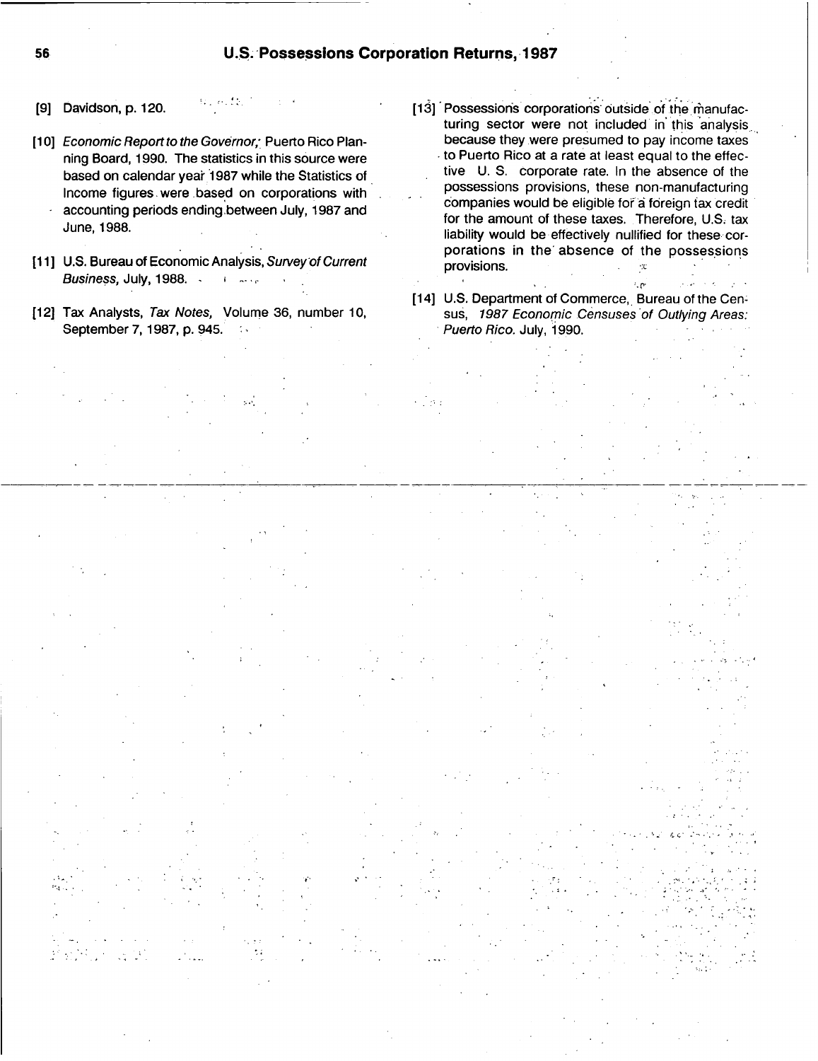[9] Davidson, p. 120.

[10] *Economic Report to the Governor*, Puerto Rico Planning Board, 1990. The statistics in this source were based on calendar year 1987 while the Statistics of Income figures were based on corporations with accounting periods ending between July, 1987 and June, 1988.

[11] U.S. Bureau of Economic Analysis, *Survey of Current Business*, July, 1988.

[12] Tax Analysts, *Tax Notes*, Volume 36, number 10, September 7, 1987, p. 945.

[13] Possessions corporations outside of the manufacturing sector were not included in this analysis because they were presumed to pay income taxes to Puerto Rico at a rate at least equal to the effective U. S. corporate rate. In the absence of the possessions provisions, these non-manufacturing companies would be eligible for a foreign tax credit for the amount of these taxes. Therefore, U.S. tax liability would be effectively nullified for these corporations in the absence of the possessions provisions.

[14] U.S. Department of Commerce, Bureau of the Census, *1987 Economic Censuses of Outlying Areas: Puerto Rico*. July, 1990.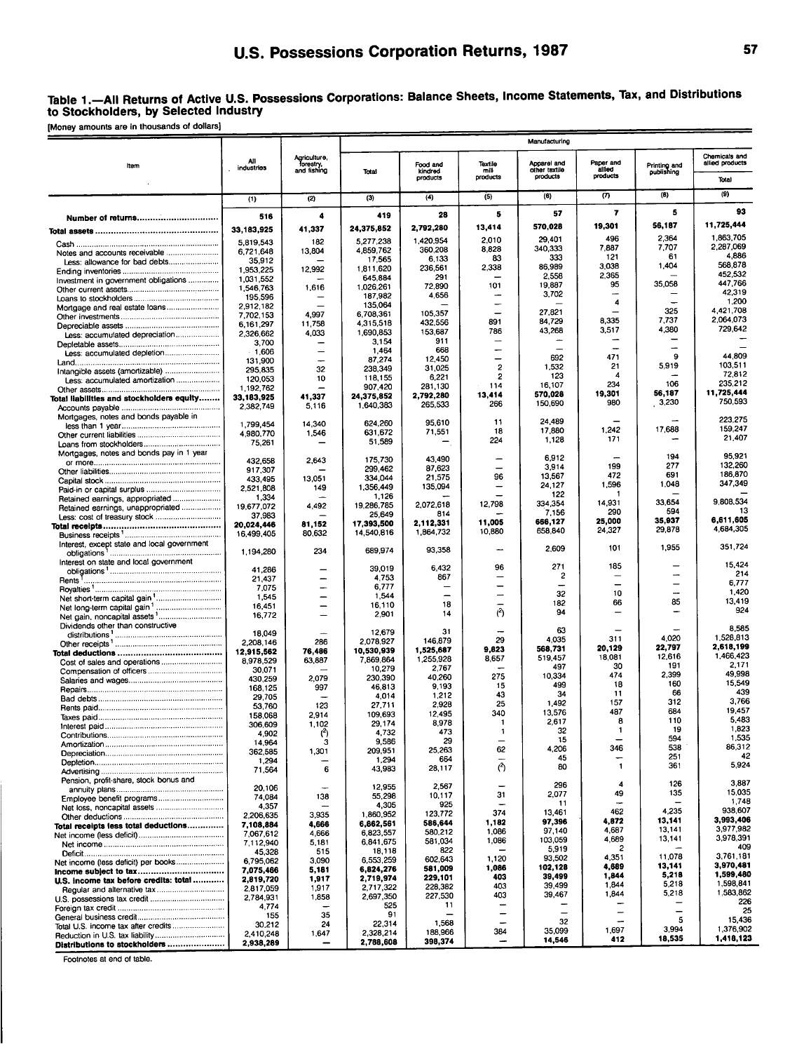## Table 1.—All Returns of Active U.S. Possessions Corporations: Balance Sheets, Income Statements, Tax, and Distributions to Stockholders, by Selected Industry

[Money amounts are in thousands of dollars]

| Item | All industries | Agriculture, forestry, and fishing | Manufacturing | | | | | | |
|---|---|---|---|---|---|---|---|---|---|
| | | | Total | Food and kindred products | Textile mill products | Apparel and other textile products | Paper and allied products | Printing and publishing | Chemicals and allied products |
| | | | | | | | | | Total |
| | (1) | (2) | (3) | (4) | (5) | (6) | (7) | (8) | (9) |
| **Number of returns** | 516 | 4 | 419 | 28 | 5 | 57 | 7 | 5 | 93 |
| **Total assets** | 33,183,925 | 41,337 | 24,375,852 | 2,792,280 | 13,414 | 570,028 | 19,301 | 56,187 | 11,725,444 |
| Cash | 5,819,543 | 182 | 5,277,238 | 1,420,954 | 2,010 | 29,401 | 496 | 2,364 | 1,863,705 |
| Notes and accounts receivable | 6,721,648 | 13,804 | 4,859,762 | 360,208 | 8,828 | 340,333 | 7,887 | 7,707 | 2,287,069 |
| Less: allowance for bad debts | 35,912 | — | 17,565 | 6,133 | 83 | 333 | 121 | 61 | 4,886 |
| Ending inventories | 1,953,225 | 12,992 | 1,811,620 | 236,561 | 2,338 | 86,989 | 3,038 | 1,404 | 568,878 |
| Investment in government obligations | 1,031,552 | — | 645,884 | 291 | — | 2,558 | 2,365 | — | 452,532 |
| Other current assets | 1,546,763 | 1,616 | 1,026,261 | 72,890 | 101 | 19,887 | 95 | 35,058 | 447,766 |
| Loans to stockholders | 195,596 | — | 187,982 | 4,656 | — | 3,702 | — | — | 42,319 |
| Mortgage and real estate loans | 2,912,182 | — | 135,064 | — | — | — | 4 | — | 1,200 |
| Other investments | 7,702,153 | 4,997 | 6,708,361 | 105,357 | — | 27,821 | — | 325 | 4,421,708 |
| Depreciable assets | 6,161,297 | 11,758 | 4,315,518 | 432,556 | 891 | 84,729 | 8,335 | 7,737 | 2,064,073 |
| Less: accumulated depreciation | 2,326,662 | 4,033 | 1,690,853 | 153,687 | 786 | 43,268 | 3,517 | 4,380 | 729,642 |
| Depletable assets | 3,700 | — | 3,154 | 911 | — | — | — | — | — |
| Less: accumulated depletion | 1,606 | — | 1,464 | 668 | — | — | — | — | — |
| Land | 131,900 | — | 87,274 | 12,450 | — | 692 | 471 | 9 | 44,809 |
| Intangible assets (amortizable) | 295,835 | 32 | 238,349 | 31,025 | 2 | 1,532 | 21 | 5,919 | 103,511 |
| Less: accumulated amortization | 120,053 | 10 | 118,155 | 6,221 | 2 | 123 | 4 | — | 72,812 |
| Other assets | 1,192,762 | — | 907,420 | 281,130 | 114 | 16,107 | 234 | 106 | 235,212 |
| **Total liabilities and stockholders equity** | 33,183,925 | 41,337 | 24,375,852 | 2,792,280 | 13,414 | 570,028 | 19,301 | 56,187 | 11,725,444 |
| Accounts payable | 2,382,749 | 5,116 | 1,640,383 | 265,533 | 266 | 150,690 | 980 | 3,230 | 750,593 |
| Mortgages, notes and bonds payable in less than 1 year | 1,799,454 | 14,340 | 624,260 | 95,610 | 11 | 24,489 | — | — | 223,275 |
| Other current liabilities | 4,980,770 | 1,546 | 631,672 | 71,551 | 18 | 17,880 | 1,242 | 17,688 | 159,247 |
| Loans from stockholders | 75,261 | — | 51,589 | — | 224 | 1,128 | 171 | — | 21,407 |
| Mortgages, notes and bonds pay in 1 year or more | 432,658 | 2,643 | 175,730 | 43,490 | — | 6,912 | — | 194 | 95,921 |
| Other liabilities | 917,307 | — | 299,462 | 87,623 | — | 3,914 | 199 | 277 | 132,260 |
| Capital stock | 433,495 | 13,051 | 334,044 | 21,575 | 96 | 13,567 | 472 | 691 | 186,870 |
| Paid-in or capital surplus | 2,521,808 | 149 | 1,356,449 | 135,094 | — | 24,127 | 1,596 | 1,048 | 347,349 |
| Retained earnings, appropriated | 1,334 | — | 1,126 | — | — | 122 | 1 | — | — |
| Retained earnings, unappropriated | 19,677,072 | 4,492 | 19,286,785 | 2,072,618 | 12,798 | 334,354 | 14,931 | 33,654 | 9,808,534 |
| Less: cost of treasury stock | 37,983 | — | 25,649 | 814 | — | 7,156 | 290 | 594 | 13 |
| **Total receipts** | 20,024,446 | 81,152 | 17,393,500 | 2,112,331 | 11,005 | 666,127 | 25,000 | 35,937 | 6,611,605 |
| Business receipts [1] | 16,499,405 | 80,632 | 14,540,816 | 1,864,732 | 10,880 | 658,840 | 24,327 | 29,878 | 4,684,305 |
| Interest, except state and local government obligations [1] | 1,194,280 | 234 | 689,974 | 93,358 | — | 2,609 | 101 | 1,955 | 351,724 |
| Interest on state and local government obligations [1] | 41,286 | — | 39,019 | 6,432 | 96 | 271 | 185 | — | 15,424 |
| Rents [1] | 21,437 | — | 4,753 | 867 | — | 2 | — | — | 214 |
| Royalties [1] | 7,075 | — | 6,777 | — | — | — | — | — | 6,777 |
| Net short-term capital gain [1] | 1,545 | — | 1,544 | — | — | 32 | 10 | — | 1,420 |
| Net long-term capital gain [1] | 16,451 | — | 16,110 | 18 | — | 182 | 66 | 85 | 13,419 |
| Net gain, noncapital assets [1] | 16,772 | — | 2,901 | 14 | (²) | 94 | — | — | 924 |
| Dividends other than constructive distributions [1] | 18,049 | — | 12,679 | 31 | — | 63 | — | — | 8,585 |
| Other receipts [1] | 2,208,146 | 286 | 2,078,927 | 146,879 | 29 | 4,035 | 311 | 4,020 | 1,528,813 |
| **Total deductions** | 12,915,562 | 76,486 | 10,530,939 | 1,525,687 | 9,823 | 568,731 | 20,129 | 22,797 | 2,618,199 |
| Cost of sales and operations | 8,978,529 | 63,887 | 7,869,664 | 1,255,928 | 8,657 | 519,457 | 18,081 | 12,616 | 1,466,423 |
| Compensation of officers | 30,071 | — | 10,279 | 2,767 | — | 497 | 30 | 191 | 2,171 |
| Salaries and wages | 430,259 | 2,079 | 230,390 | 40,260 | 275 | 10,334 | 474 | 2,399 | 49,998 |
| Repairs | 168,125 | 997 | 46,813 | 9,193 | 15 | 499 | 18 | 160 | 15,549 |
| Bad debts | 29,705 | — | 4,014 | 1,212 | 43 | 34 | 11 | 66 | 439 |
| Rents paid | 53,760 | 123 | 27,711 | 2,928 | 25 | 1,492 | 157 | 312 | 3,766 |
| Taxes paid | 158,068 | 2,914 | 109,693 | 12,495 | 340 | 13,576 | 487 | 684 | 19,457 |
| Interest paid | 306,609 | 1,102 | 29,174 | 8,978 | 1 | 2,617 | 8 | 110 | 5,483 |
| Contributions | 4,902 | (²) | 4,732 | 473 | 1 | 32 | 1 | 19 | 1,823 |
| Amortization | 14,964 | 3 | 9,586 | 29 | — | 15 | — | 594 | 1,535 |
| Depreciation | 362,585 | 1,301 | 209,951 | 25,263 | 62 | 4,206 | 346 | 538 | 86,312 |
| Depletion | 1,294 | — | 1,294 | 664 | — | 45 | — | 251 | 42 |
| Advertising | 71,564 | 6 | 43,983 | 28,117 | (²) | 80 | 1 | 361 | 5,924 |
| Pension, profit-share, stock bonus and annuity plans | 20,106 | — | 12,955 | 2,567 | — | 296 | 4 | 126 | 3,887 |
| Employee benefit programs | 74,084 | 138 | 55,298 | 10,117 | 31 | 2,077 | 49 | 135 | 15,035 |
| Net loss, noncapital assets | 4,357 | — | 4,305 | 925 | — | 11 | — | — | 1,748 |
| Other deductions | 2,206,635 | 3,935 | 1,860,952 | 123,772 | 374 | 13,461 | 462 | 4,235 | 938,607 |
| **Total receipts less total deductions** | 7,108,884 | 4,666 | 6,862,561 | 586,644 | 1,182 | 97,396 | 4,872 | 13,141 | 3,993,406 |
| Net income (less deficit) | 7,067,612 | 4,666 | 6,823,557 | 580,212 | 1,086 | 97,140 | 4,687 | 13,141 | 3,977,982 |
| Net income | 7,112,940 | 5,181 | 6,841,675 | 581,034 | 1,086 | 103,059 | 4,689 | 13,141 | 3,978,391 |
| Deficit | 45,328 | 515 | 18,118 | 822 | — | 5,919 | 2 | — | 409 |
| Net income (less deficit) per books | 6,795,062 | 3,090 | 6,553,259 | 602,643 | 1,120 | 93,502 | 4,351 | 11,078 | 3,761,181 |
| **Income subject to tax** | 7,075,466 | 5,181 | 6,824,276 | 581,009 | 1,086 | 102,128 | 4,689 | 13,141 | 3,970,481 |
| **U.S. income tax before credits: total** | 2,819,720 | 1,917 | 2,719,974 | 229,101 | 403 | 39,499 | 1,844 | 5,218 | 1,599,480 |
| Regular and alternative tax | 2,817,059 | 1,917 | 2,717,322 | 228,382 | 403 | 39,499 | 1,844 | 5,218 | 1,598,841 |
| U.S. possessions tax credit | 2,784,931 | 1,858 | 2,697,350 | 227,530 | 403 | 39,467 | 1,844 | 5,218 | 1,583,862 |
| Foreign tax credit | 4,774 | — | 525 | 11 | — | — | — | — | 226 |
| General business credit | 155 | 35 | 91 | — | — | — | — | — | 25 |
| Total U.S. income tax after credits | 30,212 | 24 | 22,314 | 1,568 | — | 32 | — | 5 | 15,436 |
| Reduction in U.S. tax liability | 2,410,248 | 1,647 | 2,328,214 | 188,966 | 384 | 35,099 | 1,697 | 3,994 | 1,376,902 |
| **Distributions to stockholders** | 2,938,289 | — | 2,788,608 | 398,374 | — | 14,546 | 412 | 18,535 | 1,418,123 |

Footnotes at end of table.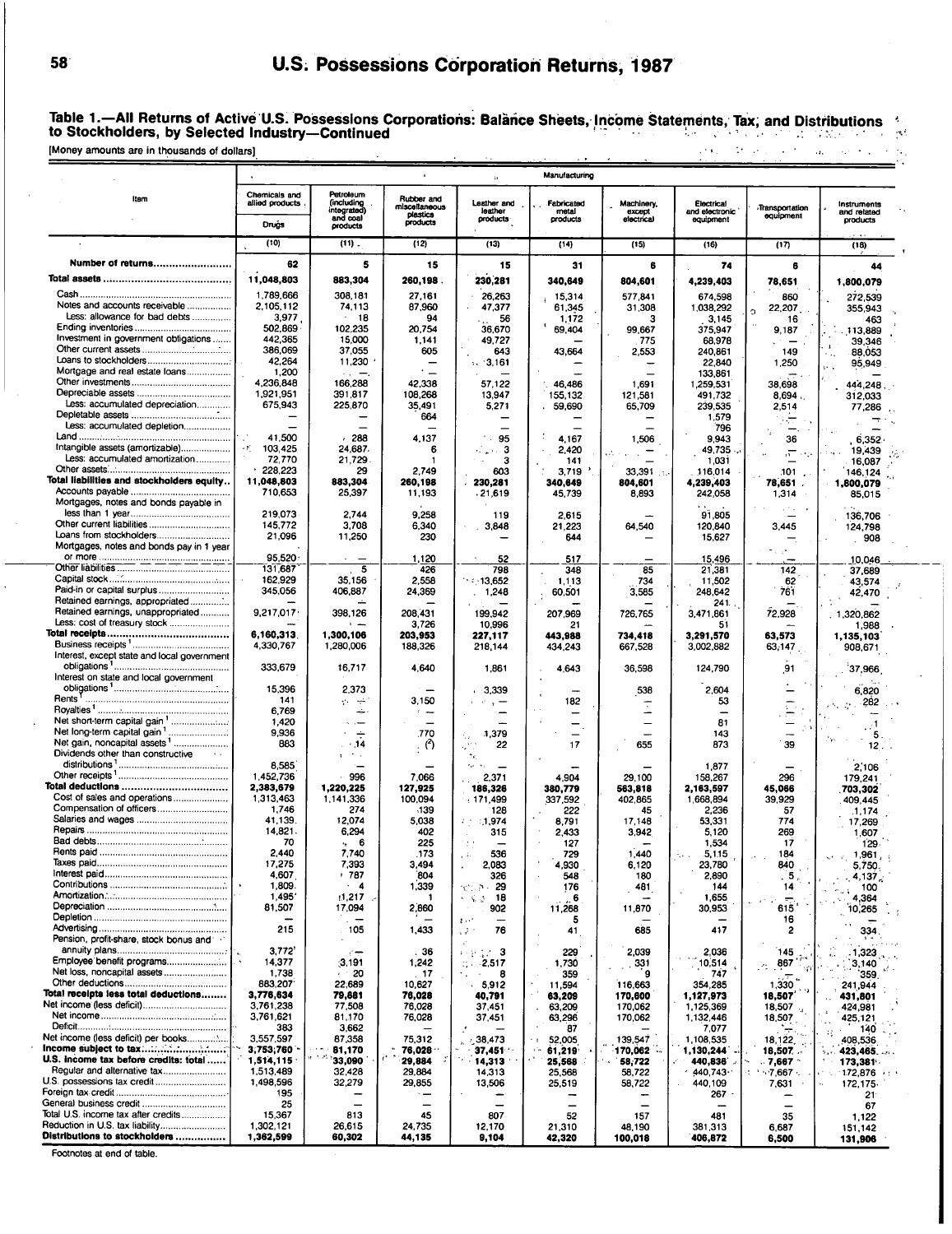## Table 1.—All Returns of Active U.S. Possessions Corporations: Balance Sheets, Income Statements, Tax, and Distributions to Stockholders, by Selected Industry—Continued

[Money amounts are in thousands of dollars]

| Item | Manufacturing | | | | | | | | |
|---|---|---|---|---|---|---|---|---|---|
| | Chemicals and allied products | Petroleum (including integrated) and coal products | Rubber and miscellaneous plastics products | Leather and leather products | Fabricated metal products | Machinery, except electrical | Electrical and electronic equipment | Transportation equipment | Instruments and related products |
| | Drugs | | | | | | | | |
| | (10) | (11) | (12) | (13) | (14) | (15) | (16) | (17) | (18) |
| **Number of returns** | 62 | 5 | 15 | 15 | 31 | 6 | 74 | 6 | 44 |
| **Total assets** | 11,048,803 | 883,304 | 260,198 | 230,281 | 340,649 | 804,601 | 4,239,403 | 78,651 | 1,800,079 |
| Cash | 1,789,666 | 308,181 | 27,161 | 26,263 | 15,314 | 577,841 | 674,598 | 860 | 272,539 |
| Notes and accounts receivable | 2,105,112 | 74,113 | 87,960 | 47,377 | 61,345 | 31,308 | 1,038,292 | 22,207 | 355,943 |
| Less: allowance for bad debts | 3,977 | 18 | 94 | 56 | 1,172 | 3 | 3,145 | 16 | 463 |
| Ending inventories | 502,869 | 102,235 | 20,754 | 36,670 | 69,404 | 99,667 | 375,947 | 9,187 | 113,889 |
| Investment in government obligations | 442,365 | 15,000 | 1,141 | 49,727 | — | 775 | 68,978 | — | 39,346 |
| Other current assets | 386,069 | 37,055 | 605 | 643 | 43,664 | 2,553 | 240,861 | 149 | 88,053 |
| Loans to stockholders | 42,264 | 11,230 | — | 3,161 | — | — | 22,840 | 1,250 | 95,949 |
| Mortgage and real estate loans | 1,200 | — | — | — | — | — | 133,861 | — | — |
| Other investments | 4,236,848 | 166,288 | 42,338 | 57,122 | 46,486 | 1,691 | 1,259,531 | 38,698 | 444,248 |
| Depreciable assets | 1,921,951 | 391,817 | 108,268 | 13,947 | 155,132 | 121,581 | 491,732 | 8,694 | 312,033 |
| Less: accumulated depreciation | 675,943 | 225,870 | 35,491 | 5,271 | 59,690 | 65,709 | 239,535 | 2,514 | 77,286 |
| Depletable assets | — | — | 664 | — | — | — | 1,579 | — | — |
| Less: accumulated depletion | — | — | — | — | — | — | 796 | — | — |
| Land | 41,500 | 288 | 4,137 | 95 | 4,167 | 1,506 | 9,943 | 36 | 6,352 |
| Intangible assets (amortizable) | 103,425 | 24,687 | 6 | 3 | 2,420 | — | 49,735 | — | 19,439 |
| Less: accumulated amortization | 72,770 | 21,729 | 1 | 3 | 141 | — | 1,031 | — | 16,087 |
| Other assets | 228,223 | 29 | 2,749 | 603 | 3,719 | 33,391 | 116,014 | 101 | 146,124 |
| **Total liabilities and stockholders equity** | 11,048,803 | 883,304 | 260,198 | 230,281 | 340,649 | 804,601 | 4,239,403 | 78,651 | 1,800,079 |
| Accounts payable | 710,653 | 25,397 | 11,193 | 21,619 | 45,739 | 8,893 | 242,058 | 1,314 | 85,015 |
| Mortgages, notes and bonds payable in less than 1 year | 219,073 | 2,744 | 9,258 | 119 | 2,615 | — | 91,805 | — | 136,706 |
| Other current liabilities | 145,772 | 3,708 | 6,340 | 3,848 | 21,223 | 64,540 | 120,840 | 3,445 | 124,798 |
| Loans from stockholders | 21,096 | 11,250 | 230 | — | 644 | — | 15,627 | — | 908 |
| Mortgages, notes and bonds pay in 1 year or more | 95,520 | — | 1,120 | 52 | 517 | — | 15,496 | — | 10,046 |
| Other liabilities | 131,687 | 5 | 426 | 798 | 348 | 85 | 21,381 | 142 | 37,689 |
| Capital stock | 162,929 | 35,156 | 2,558 | 13,652 | 1,113 | 734 | 11,502 | 62 | 43,574 |
| Paid-in or capital surplus | 345,056 | 406,887 | 24,369 | 1,248 | 60,501 | 3,585 | 248,642 | 761 | 42,470 |
| Retained earnings, appropriated | — | — | — | — | — | — | 241 | — | — |
| Retained earnings, unappropriated | 9,217,017 | 398,126 | 208,431 | 199,942 | 207,969 | 726,765 | 3,471,861 | 72,928 | 1,320,862 |
| Less: cost of treasury stock | — | — | 3,726 | 10,996 | 21 | — | 51 | — | 1,988 |
| **Total receipts** | 6,160,313 | 1,300,106 | 203,953 | 227,117 | 443,988 | 734,418 | 3,291,570 | 63,573 | 1,135,103 |
| Business receipts [1] | 4,330,767 | 1,280,006 | 188,326 | 218,144 | 434,243 | 667,528 | 3,002,882 | 63,147 | 908,671 |
| Interest, except state and local government obligations [1] | 333,679 | 16,717 | 4,640 | 1,861 | 4,643 | 36,598 | 124,790 | 91 | 37,966 |
| Interest on state and local government obligations [1] | 15,396 | 2,373 | — | 3,339 | — | 538 | 2,604 | — | 6,820 |
| Rents [1] | 141 | — | 3,150 | — | 182 | — | 53 | — | 262 |
| Royalties [1] | 6,769 | — | — | — | — | — | — | — | — |
| Net short-term capital gain [1] | 1,420 | — | — | — | — | — | 81 | — | 1 |
| Net long-term capital gain [1] | 9,936 | — | 770 | 1,379 | — | — | 143 | — | 5 |
| Net gain, noncapital assets [1] | 883 | 14 | (2) | 22 | 17 | 655 | 873 | 39 | 12 |
| Dividends other than constructive distributions [1] | 8,585 | — | — | — | — | — | 1,877 | — | 2,106 |
| Other receipts [1] | 1,452,736 | 996 | 7,066 | 2,371 | 4,904 | 29,100 | 158,267 | 296 | 179,241 |
| **Total deductions** | 2,383,679 | 1,220,225 | 127,925 | 186,326 | 380,779 | 563,818 | 2,163,597 | 45,066 | 703,302 |
| Cost of sales and operations | 1,313,463 | 1,141,336 | 100,094 | 171,499 | 337,592 | 402,865 | 1,668,894 | 39,929 | 409,445 |
| Compensation of officers | 1,746 | 274 | 139 | 128 | 222 | 45 | 2,236 | 57 | 1,174 |
| Salaries and wages | 41,139 | 12,074 | 5,038 | 1,974 | 8,791 | 17,148 | 53,331 | 774 | 17,269 |
| Repairs | 14,821 | 6,294 | 402 | 315 | 2,433 | 3,942 | 5,120 | 269 | 1,607 |
| Bad debts | 70 | 6 | 225 | — | 127 | — | 1,534 | 17 | 129 |
| Rents paid | 2,440 | 7,740 | 173 | 536 | 729 | 1,440 | 5,115 | 184 | 1,961 |
| Taxes paid | 17,275 | 7,393 | 3,494 | 2,083 | 4,930 | 6,120 | 23,780 | 840 | 5,750 |
| Interest paid | 4,607 | 787 | 804 | 326 | 548 | 180 | 2,890 | 5 | 4,137 |
| Contributions | 1,809 | 4 | 1,339 | 29 | 176 | 481 | 144 | 14 | 100 |
| Amortization | 1,495 | 11,217 | 1 | 18 | 6 | — | 1,655 | — | 4,364 |
| Depreciation | 81,507 | 17,094 | 2,860 | 902 | 11,268 | 11,870 | 30,953 | 615 | 10,265 |
| Depletion | — | — | — | — | 5 | — | — | 16 | — |
| Advertising | 215 | 105 | 1,433 | 76 | 41 | 685 | 417 | 2 | 334 |
| Pension, profit-share, stock bonus and annuity plans | 3,772 | — | 36 | 3 | 229 | 2,039 | 2,036 | 145 | 1,323 |
| Employee benefit programs | 14,377 | 3,191 | 1,242 | 2,517 | 1,730 | 331 | 10,514 | 867 | 3,140 |
| Net loss, noncapital assets | 1,738 | 20 | 17 | 8 | 359 | 9 | 747 | — | 359 |
| Other deductions | 883,207 | 22,689 | 10,627 | 5,912 | 11,594 | 116,663 | 354,285 | 1,330 | 241,944 |
| **Total receipts less total deductions** | 3,776,634 | 79,881 | 76,028 | 40,791 | 63,209 | 170,600 | 1,127,973 | 18,507 | 431,801 |
| Net income (less deficit) | 3,761,238 | 77,508 | 76,028 | 37,451 | 63,209 | 170,062 | 1,125,369 | 18,507 | 424,981 |
| Net income | 3,761,621 | 81,170 | 76,028 | 37,451 | 63,296 | 170,062 | 1,132,446 | 18,507 | 425,121 |
| Deficit | 383 | 3,662 | — | — | 87 | — | 7,077 | — | 140 |
| Net income (less deficit) per books | 3,557,597 | 87,358 | 75,312 | 38,473 | 52,005 | 139,547 | 1,108,535 | 18,122 | 408,536 |
| **Income subject to tax** | 3,753,760 | 81,170 | 76,028 | 37,451 | 61,219 | 170,062 | 1,130,244 | 18,507 | 423,465 |
| **U.S. income tax before credits: total** | 1,514,115 | 33,090 | 29,884 | 14,313 | 25,568 | 58,722 | 440,836 | 7,667 | 173,381 |
| Regular and alternative tax | 1,513,489 | 32,428 | 29,884 | 14,313 | 25,568 | 58,722 | 440,743 | 7,667 | 172,876 |
| U.S. possessions tax credit | 1,498,596 | 32,279 | 29,855 | 13,506 | 25,519 | 58,722 | 440,109 | 7,631 | 172,175 |
| Foreign tax credit | 195 | — | — | — | — | — | 267 | — | 21 |
| General business credit | 25 | — | — | — | — | — | — | — | 67 |
| Total U.S. income tax after credits | 15,367 | 813 | 45 | 807 | 52 | 157 | 481 | 35 | 1,122 |
| Reduction in U.S. tax liability | 1,302,121 | 26,615 | 24,735 | 12,170 | 21,310 | 48,190 | 381,313 | 6,687 | 151,142 |
| **Distributions to stockholders** | 1,362,599 | 60,302 | 44,135 | 9,104 | 42,320 | 100,018 | 406,872 | 6,500 | 131,906 |

Footnotes at end of table.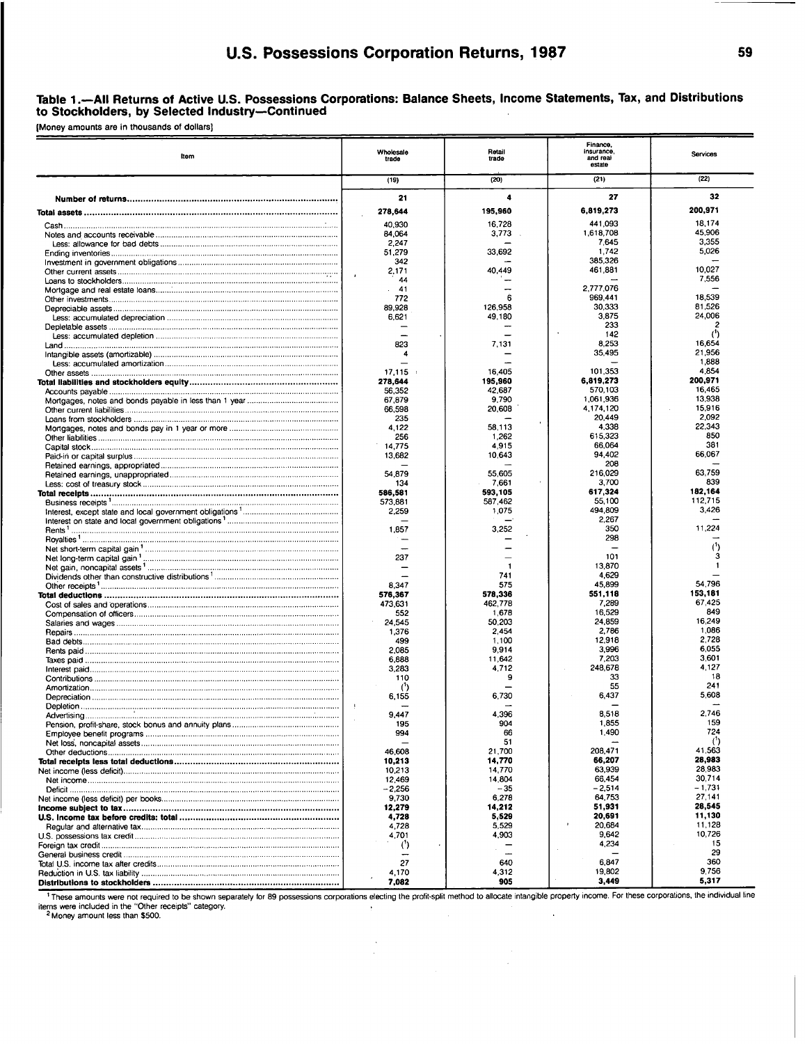## Table 1.—All Returns of Active U.S. Possessions Corporations: Balance Sheets, Income Statements, Tax, and Distributions to Stockholders, by Selected Industry—Continued

[Money amounts are in thousands of dollars]

| Item | Wholesale trade | Retail trade | Finance, insurance, and real estate | Services |
|---|---|---|---|---|
| | (19) | (20) | (21) | (22) |
| **Number of returns** | 21 | 4 | 27 | 32 |
| **Total assets** | 278,644 | 195,960 | 6,819,273 | 200,971 |
| Cash | 40,930 | 16,728 | 441,093 | 18,174 |
| Notes and accounts receivable | 84,064 | 3,773 | 1,618,708 | 45,906 |
| Less: allowance for bad debts | 2,247 | — | 7,645 | 3,355 |
| Ending inventories | 51,279 | 33,692 | 1,742 | 5,026 |
| Investment in government obligations | 342 | — | 385,326 | — |
| Other current assets | 2,171 | 40,449 | 461,881 | 10,027 |
| Loans to stockholders | 44 | — | — | 7,556 |
| Mortgage and real estate loans | 41 | — | 2,777,076 | — |
| Other investments | 772 | 6 | 969,441 | 18,539 |
| Depreciable assets | 89,928 | 126,958 | 30,333 | 81,526 |
| Less: accumulated depreciation | 6,621 | 49,180 | 3,875 | 24,006 |
| Depletable assets | — | — | 233 | 2 |
| Less: accumulated depletion | — | — | 142 | (¹) |
| Land | 823 | 7,131 | 8,253 | 16,654 |
| Intangible assets (amortizable) | 4 | — | 35,495 | 21,956 |
| Less: accumulated amortization | — | — | — | 1,888 |
| Other assets | 17,115 | 16,405 | 101,353 | 4,854 |
| **Total liabilities and stockholders equity** | 278,644 | 195,960 | 6,819,273 | 200,971 |
| Accounts payable | 56,352 | 42,687 | 570,103 | 16,465 |
| Mortgages, notes and bonds payable in less than 1 year | 67,879 | 9,790 | 1,061,936 | 13,938 |
| Other current liabilities | 66,598 | 20,608 | 4,174,120 | 15,916 |
| Loans from stockholders | 235 | — | 20,449 | 2,092 |
| Mortgages, notes and bonds pay in 1 year or more | 4,122 | 58,113 | 4,338 | 22,343 |
| Other liabilities | 256 | 1,262 | 615,323 | 850 |
| Capital stock | 14,775 | 4,915 | 66,064 | 381 |
| Paid-in or capital surplus | 13,682 | 10,643 | 94,402 | 66,067 |
| Retained earnings, appropriated | — | — | 208 | — |
| Retained earnings, unappropriated | 54,879 | 55,605 | 216,029 | 63,759 |
| Less: cost of treasury stock | 134 | 7,661 | 3,700 | 839 |
| **Total receipts** | 586,581 | 593,105 | 617,324 | 182,164 |
| Business receipts [1] | 573,881 | 587,462 | 55,100 | 112,715 |
| Interest, except state and local government obligations [1] | 2,259 | 1,075 | 494,809 | 3,426 |
| Interest on state and local government obligations [1] | — | — | 2,267 | — |
| Rents [1] | 1,857 | 3,252 | 350 | 11,224 |
| Royalties [1] | — | — | 298 | — |
| Net short-term capital gain [1] | — | — | — | (¹) |
| Net long-term capital gain [1] | 237 | — | 101 | 3 |
| Net gain, noncapital assets [1] | — | 1 | 13,870 | 1 |
| Dividends other than constructive distributions [1] | — | 741 | 4,629 | — |
| Other receipts [1] | 8,347 | 575 | 45,899 | 54,796 |
| **Total deductions** | 576,367 | 578,336 | 551,118 | 153,181 |
| Cost of sales and operations | 473,631 | 462,778 | 7,289 | 67,425 |
| Compensation of officers | 552 | 1,678 | 16,529 | 849 |
| Salaries and wages | 24,545 | 50,203 | 24,859 | 16,249 |
| Repairs | 1,376 | 2,454 | 2,786 | 1,086 |
| Bad debts | 499 | 1,100 | 12,918 | 2,728 |
| Rents paid | 2,085 | 9,914 | 3,996 | 6,055 |
| Taxes paid | 6,888 | 11,642 | 7,203 | 3,601 |
| Interest paid | 3,283 | 4,712 | 248,678 | 4,127 |
| Contributions | 110 | 9 | 33 | 18 |
| Amortization | (¹) | — | 55 | 241 |
| Depreciation | 6,155 | 6,730 | 6,437 | 5,608 |
| Depletion | — | — | — | — |
| Advertising | 9,447 | 4,396 | 8,518 | 2,746 |
| Pension, profit-share, stock bonus and annuity plans | 195 | 904 | 1,855 | 159 |
| Employee benefit programs | 994 | 66 | 1,490 | 724 |
| Net loss, noncapital assets | — | 51 | — | (¹) |
| Other deductions | 46,608 | 21,700 | 208,471 | 41,563 |
| **Total receipts less total deductions** | 10,213 | 14,770 | 66,207 | 28,983 |
| Net income (less deficit) | 10,213 | 14,770 | 63,939 | 28,983 |
| Net income | 12,469 | 14,804 | 66,454 | 30,714 |
| Deficit | −2,256 | −35 | −2,514 | −1,731 |
| Net income (less deficit) per books | 9,730 | 6,278 | 64,753 | 27,141 |
| **Income subject to tax** | 12,279 | 14,212 | 51,931 | 28,545 |
| **U.S. income tax before credits: total** | 4,728 | 5,529 | 20,691 | 11,130 |
| Regular and alternative tax | 4,728 | 5,529 | 20,684 | 11,128 |
| U.S. possessions tax credit | 4,701 | 4,903 | 9,642 | 10,726 |
| Foreign tax credit | (¹) | — | 4,234 | 15 |
| General business credit | — | — | — | 29 |
| Total U.S. income tax after credits | 27 | 640 | 6,847 | 360 |
| Reduction in U.S. tax liability | 4,170 | 4,312 | 19,802 | 9,756 |
| **Distributions to stockholders** | 7,082 | 905 | 3,449 | 5,317 |

[1] These amounts were not required to be shown separately for 89 possessions corporations electing the profit-split method to allocate intangible property income. For these corporations, the individual line items were included in the "Other receipts" category.

[2] Money amount less than $500.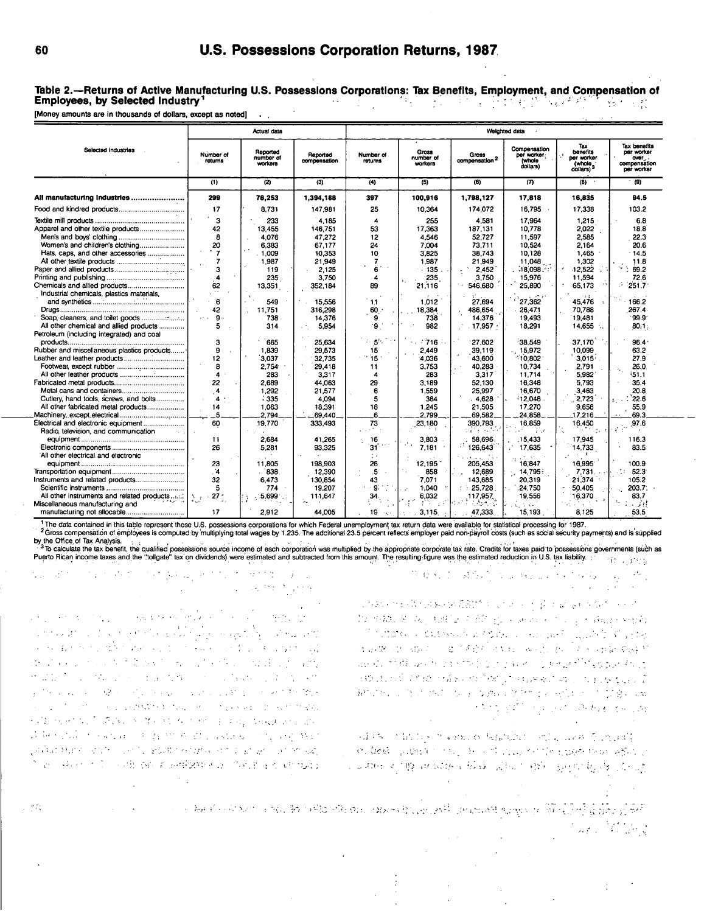## Table 2.—Returns of Active Manufacturing U.S. Possessions Corporations: Tax Benefits, Employment, and Compensation of Employees, by Selected Industry[1]

[Money amounts are in thousands of dollars, except as noted]

| Selected industries | Actual data | | | Weighted data | | | | | |
|---|---|---|---|---|---|---|---|---|---|
| | Number of returns | Reported number of workers | Reported compensation | Number of returns | Gross number of workers | Gross compensation[2] | Compensation per worker (whole dollars) | Tax benefits per worker (whole dollars)[3] | Tax benefits per worker over compensation per worker |
| | (1) | (2) | (3) | (4) | (5) | (6) | (7) | (8) | (9) |
| **All manufacturing industries** | **299** | **78,253** | **1,394,188** | **397** | **100,916** | **1,798,127** | **17,818** | **16,835** | **94.5** |
| Food and kindred products | 17 | 8,731 | 147,981 | 25 | 10,364 | 174,072 | 16,795 | 17,338 | 103.2 |
| Textile mill products | 3 | 233 | 4,185 | 4 | 255 | 4,581 | 17,964 | 1,215 | 6.8 |
| Apparel and other textile products | 42 | 13,455 | 146,751 | 53 | 17,363 | 187,131 | 10,778 | 2,022 | 18.8 |
| Men's and boys' clothing | 8 | 4,076 | 47,272 | 12 | 4,546 | 52,727 | 11,597 | 2,585 | 22.3 |
| Women's and children's clothing | 20 | 6,383 | 67,177 | 24 | 7,004 | 73,711 | 10,524 | 2,164 | 20.6 |
| Hats, caps, and other accessories | 7 | 1,009 | 10,353 | 10 | 3,825 | 38,743 | 10,128 | 1,465 | 14.5 |
| All other textile products | 7 | 1,987 | 21,949 | 7 | 1,987 | 21,949 | 11,046 | 1,302 | 11.8 |
| Paper and allied products | 3 | 119 | 2,125 | 6 | 135 | 2,452 | 18,098 | 12,522 | 69.2 |
| Printing and publishing | 4 | 235 | 3,750 | 4 | 235 | 3,750 | 15,976 | 11,594 | 72.6 |
| Chemicals and allied products | 62 | 13,351 | 352,184 | 89 | 21,116 | 546,680 | 25,890 | 65,173 | 251.7 |
| Industrial chemicals, plastics materials, and synthetics | 6 | 549 | 15,556 | 11 | 1,012 | 27,694 | 27,362 | 45,476 | 166.2 |
| Drugs | 42 | 11,751 | 316,298 | 60 | 18,384 | 486,654 | 26,471 | 70,788 | 267.4 |
| Soap, cleaners, and toilet goods | 9 | 738 | 14,376 | 9 | 738 | 14,376 | 19,493 | 19,481 | 99.9 |
| All other chemical and allied products | 5 | 314 | 5,954 | 9 | 982 | 17,957 | 18,291 | 14,655 | 80.1 |
| Petroleum (including integrated) and coal products | 3 | 665 | 25,634 | 5 | 716 | 27,602 | 38,549 | 37,170 | 96.4 |
| Rubber and miscellaneous plastics products | 9 | 1,839 | 29,573 | 15 | 2,449 | 39,119 | 15,972 | 10,099 | 63.2 |
| Leather and leather products | 12 | 3,037 | 32,735 | 15 | 4,036 | 43,600 | 10,802 | 3,015 | 27.9 |
| Footwear, except rubber | 8 | 2,754 | 29,418 | 11 | 3,753 | 40,283 | 10,734 | 2,791 | 26.0 |
| All other leather products | 4 | 283 | 3,317 | 4 | 283 | 3,317 | 11,714 | 5,982 | 51.1 |
| Fabricated metal products | 22 | 2,689 | 44,063 | 29 | 3,189 | 52,130 | 16,348 | 5,793 | 35.4 |
| Metal cans and containers | 4 | 1,292 | 21,577 | 6 | 1,559 | 25,997 | 16,670 | 3,463 | 20.8 |
| Cutlery, hand tools, screws, and bolts | 4 | 335 | 4,094 | 5 | 384 | 4,628 | 12,048 | 2,723 | 22.6 |
| All other fabricated metal products | 14 | 1,063 | 18,391 | 18 | 1,245 | 21,505 | 17,270 | 9,658 | 55.9 |
| Machinery, except electrical | 5 | 2,794 | 69,440 | 6 | 2,799 | 69,582 | 24,858 | 17,216 | 69.3 |
| Electrical and electronic equipment | 60 | 19,770 | 333,493 | 73 | 23,180 | 390,793 | 16,859 | 16,450 | 97.6 |
| Radio, television, and communication equipment | 11 | 2,684 | 41,265 | 16 | 3,803 | 58,696 | 15,433 | 17,945 | 116.3 |
| Electronic components | 26 | 5,281 | 93,325 | 31 | 7,181 | 126,643 | 17,635 | 14,733 | 83.5 |
| All other electrical and electronic equipment | 23 | 11,805 | 198,903 | 26 | 12,195 | 205,453 | 16,847 | 16,995 | 100.9 |
| Transportation equipment | 4 | 838 | 12,390 | 5 | 858 | 12,689 | 14,795 | 7,731 | 52.3 |
| Instruments and related products | 32 | 6,473 | 130,854 | 43 | 7,071 | 143,685 | 20,319 | 21,374 | 105.2 |
| Scientific instruments | 5 | 774 | 19,207 | 9 | 1,040 | 25,728 | 24,750 | 50,405 | 203.7 |
| All other instruments and related products | 27 | 5,699 | 111,647 | 34 | 6,032 | 117,957 | 19,556 | 16,370 | 83.7 |
| Miscellaneous manufacturing and manufacturing not allocable | 17 | 2,912 | 44,005 | 19 | 3,115 | 47,333 | 15,193 | 8,125 | 53.5 |

[1] The data contained in this table represent those U.S. possessions corporations for which Federal unemployment tax return data were available for statistical processing for 1987.

[2] Gross compensation of employees is computed by multiplying total wages by 1.235. The additional 23.5 percent reflects employer paid non-payroll costs (such as social security payments) and is supplied by the Office of Tax Analysis.

[3] To calculate the tax benefit, the qualified possessions source income of each corporation was multiplied by the appropriate corporate tax rate. Credits for taxes paid to possessions governments (such as Puerto Rican income taxes and the "tollgate" tax on dividends) were estimated and subtracted from this amount. The resulting figure was the estimated reduction in U.S. tax liability.